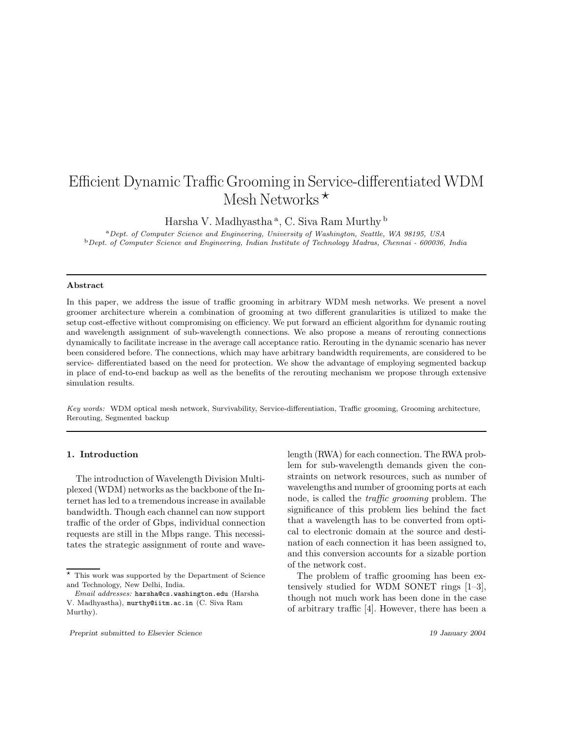# Efficient Dynamic Traffic Grooming in Service-differentiated WDM Mesh Networks ⋆

Harsha V. Madhyastha [a], C. Siva Ram Murthy [b]

[a] *Dept. of Computer Science and Engineering, University of Washington, Seattle, WA 98195, USA*

[b] *Dept. of Computer Science and Engineering, Indian Institute of Technology Madras, Chennai - 600036, India*

---

**Abstract**

In this paper, we address the issue of traffic grooming in arbitrary WDM mesh networks. We present a novel groomer architecture wherein a combination of grooming at two different granularities is utilized to make the setup cost-effective without compromising on efficiency. We put forward an efficient algorithm for dynamic routing and wavelength assignment of sub-wavelength connections. We also propose a means of rerouting connections dynamically to facilitate increase in the average call acceptance ratio. Rerouting in the dynamic scenario has never been considered before. The connections, which may have arbitrary bandwidth requirements, are considered to be service- differentiated based on the need for protection. We show the advantage of employing segmented backup in place of end-to-end backup as well as the benefits of the rerouting mechanism we propose through extensive simulation results.

*Key words:* WDM optical mesh network, Survivability, Service-differentiation, Traffic grooming, Grooming architecture, Rerouting, Segmented backup

---

## 1. Introduction

The introduction of Wavelength Division Multiplexed (WDM) networks as the backbone of the Internet has led to a tremendous increase in available bandwidth. Though each channel can now support traffic of the order of Gbps, individual connection requests are still in the Mbps range. This necessitates the strategic assignment of route and wavelength (RWA) for each connection. The RWA problem for sub-wavelength demands given the constraints on network resources, such as number of wavelengths and number of grooming ports at each node, is called the *traffic grooming* problem. The significance of this problem lies behind the fact that a wavelength has to be converted from optical to electronic domain at the source and destination of each connection it has been assigned to, and this conversion accounts for a sizable portion of the network cost.

The problem of traffic grooming has been extensively studied for WDM SONET rings [1–3], though not much work has been done in the case of arbitrary traffic [4]. However, there has been a

⋆ This work was supported by the Department of Science and Technology, New Delhi, India.

*Email addresses:* harsha@cs.washington.edu (Harsha V. Madhyastha), murthy@iitm.ac.in (C. Siva Ram Murthy).

*Preprint submitted to Elsevier Science* — *19 January 2004*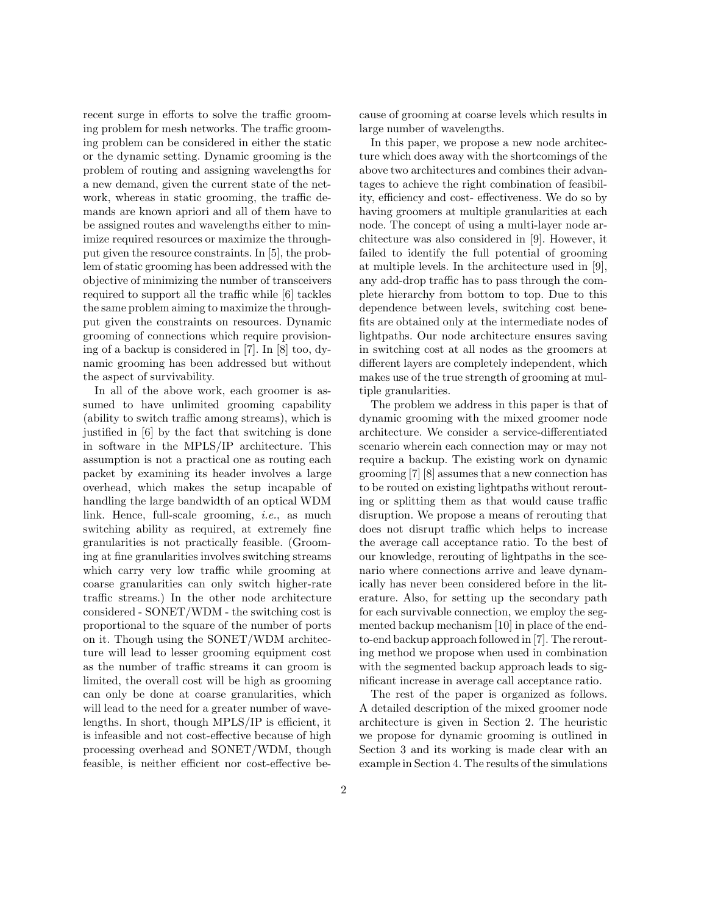recent surge in efforts to solve the traffic grooming problem for mesh networks. The traffic grooming problem can be considered in either the static or the dynamic setting. Dynamic grooming is the problem of routing and assigning wavelengths for a new demand, given the current state of the network, whereas in static grooming, the traffic demands are known apriori and all of them have to be assigned routes and wavelengths either to minimize required resources or maximize the throughput given the resource constraints. In [5], the problem of static grooming has been addressed with the objective of minimizing the number of transceivers required to support all the traffic while [6] tackles the same problem aiming to maximize the throughput given the constraints on resources. Dynamic grooming of connections which require provisioning of a backup is considered in [7]. In [8] too, dynamic grooming has been addressed but without the aspect of survivability.

In all of the above work, each groomer is assumed to have unlimited grooming capability (ability to switch traffic among streams), which is justified in [6] by the fact that switching is done in software in the MPLS/IP architecture. This assumption is not a practical one as routing each packet by examining its header involves a large overhead, which makes the setup incapable of handling the large bandwidth of an optical WDM link. Hence, full-scale grooming, *i.e.*, as much switching ability as required, at extremely fine granularities is not practically feasible. (Grooming at fine granularities involves switching streams which carry very low traffic while grooming at coarse granularities can only switch higher-rate traffic streams.) In the other node architecture considered - SONET/WDM - the switching cost is proportional to the square of the number of ports on it. Though using the SONET/WDM architecture will lead to lesser grooming equipment cost as the number of traffic streams it can groom is limited, the overall cost will be high as grooming can only be done at coarse granularities, which will lead to the need for a greater number of wavelengths. In short, though MPLS/IP is efficient, it is infeasible and not cost-effective because of high processing overhead and SONET/WDM, though feasible, is neither efficient nor cost-effective because of grooming at coarse levels which results in large number of wavelengths.

In this paper, we propose a new node architecture which does away with the shortcomings of the above two architectures and combines their advantages to achieve the right combination of feasibility, efficiency and cost- effectiveness. We do so by having groomers at multiple granularities at each node. The concept of using a multi-layer node architecture was also considered in [9]. However, it failed to identify the full potential of grooming at multiple levels. In the architecture used in [9], any add-drop traffic has to pass through the complete hierarchy from bottom to top. Due to this dependence between levels, switching cost benefits are obtained only at the intermediate nodes of lightpaths. Our node architecture ensures saving in switching cost at all nodes as the groomers at different layers are completely independent, which makes use of the true strength of grooming at multiple granularities.

The problem we address in this paper is that of dynamic grooming with the mixed groomer node architecture. We consider a service-differentiated scenario wherein each connection may or may not require a backup. The existing work on dynamic grooming [7] [8] assumes that a new connection has to be routed on existing lightpaths without rerouting or splitting them as that would cause traffic disruption. We propose a means of rerouting that does not disrupt traffic which helps to increase the average call acceptance ratio. To the best of our knowledge, rerouting of lightpaths in the scenario where connections arrive and leave dynamically has never been considered before in the literature. Also, for setting up the secondary path for each survivable connection, we employ the segmented backup mechanism [10] in place of the end-to-end backup approach followed in [7]. The rerouting method we propose when used in combination with the segmented backup approach leads to significant increase in average call acceptance ratio.

The rest of the paper is organized as follows. A detailed description of the mixed groomer node architecture is given in Section 2. The heuristic we propose for dynamic grooming is outlined in Section 3 and its working is made clear with an example in Section 4. The results of the simulations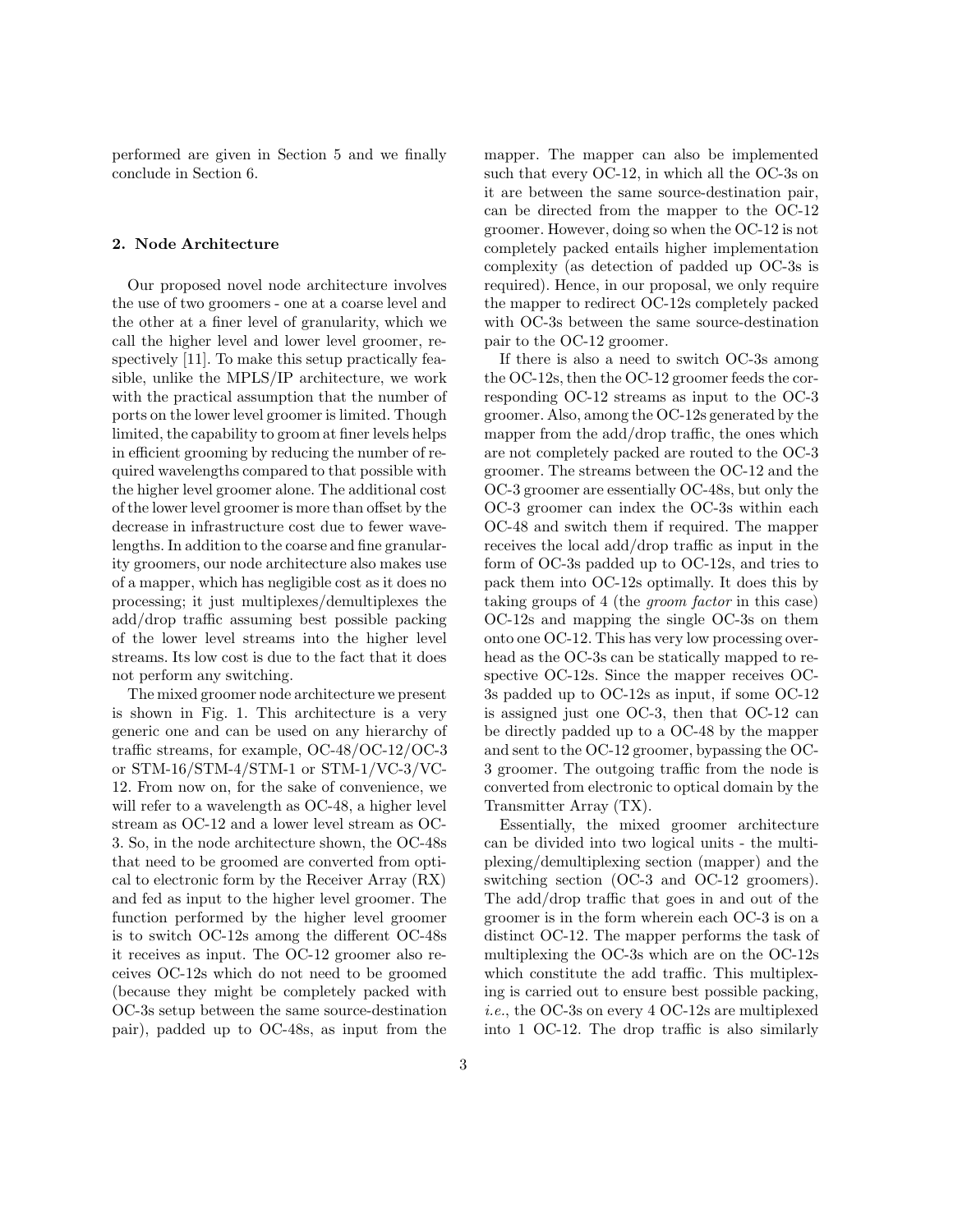performed are given in Section 5 and we finally conclude in Section 6.

## 2. Node Architecture

Our proposed novel node architecture involves the use of two groomers - one at a coarse level and the other at a finer level of granularity, which we call the higher level and lower level groomer, respectively [11]. To make this setup practically feasible, unlike the MPLS/IP architecture, we work with the practical assumption that the number of ports on the lower level groomer is limited. Though limited, the capability to groom at finer levels helps in efficient grooming by reducing the number of required wavelengths compared to that possible with the higher level groomer alone. The additional cost of the lower level groomer is more than offset by the decrease in infrastructure cost due to fewer wavelengths. In addition to the coarse and fine granularity groomers, our node architecture also makes use of a mapper, which has negligible cost as it does no processing; it just multiplexes/demultiplexes the add/drop traffic assuming best possible packing of the lower level streams into the higher level streams. Its low cost is due to the fact that it does not perform any switching.

The mixed groomer node architecture we present is shown in Fig. 1. This architecture is a very generic one and can be used on any hierarchy of traffic streams, for example, OC-48/OC-12/OC-3 or STM-16/STM-4/STM-1 or STM-1/VC-3/VC-12. From now on, for the sake of convenience, we will refer to a wavelength as OC-48, a higher level stream as OC-12 and a lower level stream as OC-3. So, in the node architecture shown, the OC-48s that need to be groomed are converted from optical to electronic form by the Receiver Array (RX) and fed as input to the higher level groomer. The function performed by the higher level groomer is to switch OC-12s among the different OC-48s it receives as input. The OC-12 groomer also receives OC-12s which do not need to be groomed (because they might be completely packed with OC-3s setup between the same source-destination pair), padded up to OC-48s, as input from the mapper. The mapper can also be implemented such that every OC-12, in which all the OC-3s on it are between the same source-destination pair, can be directed from the mapper to the OC-12 groomer. However, doing so when the OC-12 is not completely packed entails higher implementation complexity (as detection of padded up OC-3s is required). Hence, in our proposal, we only require the mapper to redirect OC-12s completely packed with OC-3s between the same source-destination pair to the OC-12 groomer.

If there is also a need to switch OC-3s among the OC-12s, then the OC-12 groomer feeds the corresponding OC-12 streams as input to the OC-3 groomer. Also, among the OC-12s generated by the mapper from the add/drop traffic, the ones which are not completely packed are routed to the OC-3 groomer. The streams between the OC-12 and the OC-3 groomer are essentially OC-48s, but only the OC-3 groomer can index the OC-3s within each OC-48 and switch them if required. The mapper receives the local add/drop traffic as input in the form of OC-3s padded up to OC-12s, and tries to pack them into OC-12s optimally. It does this by taking groups of 4 (the *groom factor* in this case) OC-12s and mapping the single OC-3s on them onto one OC-12. This has very low processing overhead as the OC-3s can be statically mapped to respective OC-12s. Since the mapper receives OC-3s padded up to OC-12s as input, if some OC-12 is assigned just one OC-3, then that OC-12 can be directly padded up to a OC-48 by the mapper and sent to the OC-12 groomer, bypassing the OC-3 groomer. The outgoing traffic from the node is converted from electronic to optical domain by the Transmitter Array (TX).

Essentially, the mixed groomer architecture can be divided into two logical units - the multiplexing/demultiplexing section (mapper) and the switching section (OC-3 and OC-12 groomers). The add/drop traffic that goes in and out of the groomer is in the form wherein each OC-3 is on a distinct OC-12. The mapper performs the task of multiplexing the OC-3s which are on the OC-12s which constitute the add traffic. This multiplexing is carried out to ensure best possible packing, *i.e.*, the OC-3s on every 4 OC-12s are multiplexed into 1 OC-12. The drop traffic is also similarly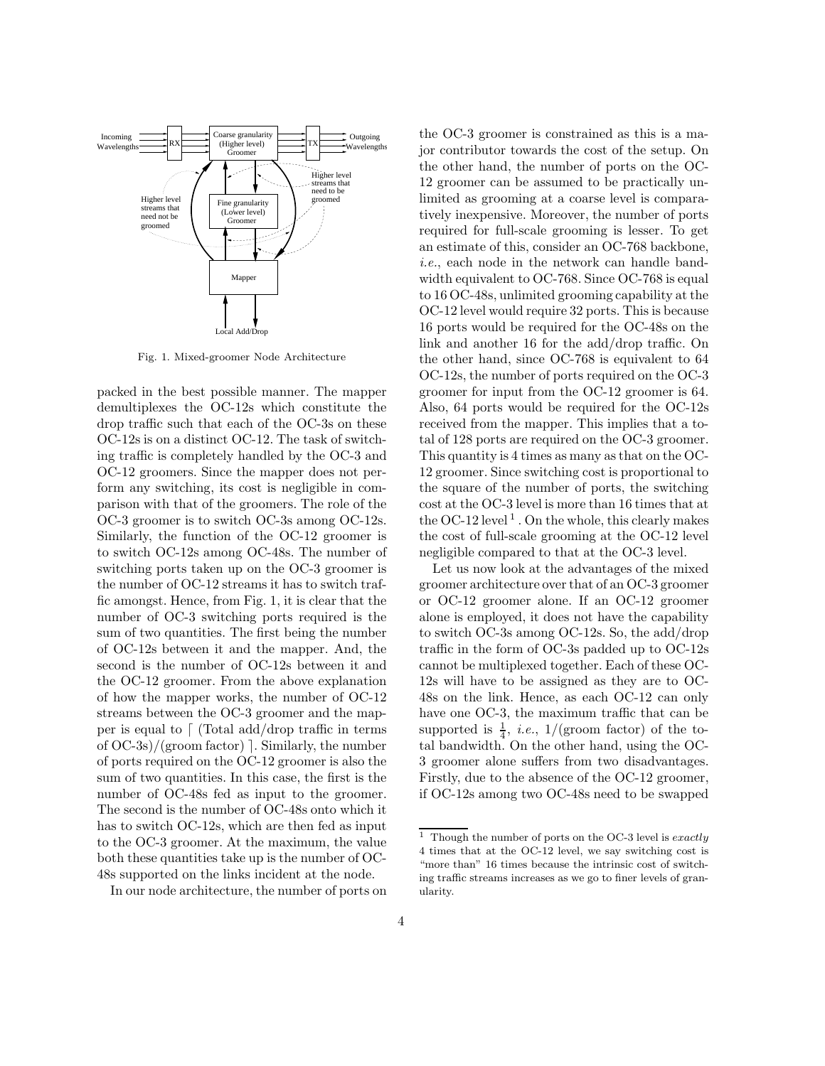Incoming Wavelengths

RX

Coarse granularity (Higher level) Groomer

TX

Outgoing Wavelengths

Higher level streams that need to be groomed

Higher level streams that need not be groomed

Fine granularity (Lower level) Groomer

Mapper

Local Add/Drop

Fig. 1. Mixed-groomer Node Architecture

packed in the best possible manner. The mapper demultiplexes the OC-12s which constitute the drop traffic such that each of the OC-3s on these OC-12s is on a distinct OC-12. The task of switching traffic is completely handled by the OC-3 and OC-12 groomers. Since the mapper does not perform any switching, its cost is negligible in comparison with that of the groomers. The role of the OC-3 groomer is to switch OC-3s among OC-12s. Similarly, the function of the OC-12 groomer is to switch OC-12s among OC-48s. The number of switching ports taken up on the OC-3 groomer is the number of OC-12 streams it has to switch traffic amongst. Hence, from Fig. 1, it is clear that the number of OC-3 switching ports required is the sum of two quantities. The first being the number of OC-12s between it and the mapper. And, the second is the number of OC-12s between it and the OC-12 groomer. From the above explanation of how the mapper works, the number of OC-12 streams between the OC-3 groomer and the mapper is equal to $\lceil$ (Total add/drop traffic in terms of OC-3s)/(groom factor) $\rceil$. Similarly, the number of ports required on the OC-12 groomer is also the sum of two quantities. In this case, the first is the number of OC-48s fed as input to the groomer. The second is the number of OC-48s onto which it has to switch OC-12s, which are then fed as input to the OC-3 groomer. At the maximum, the value both these quantities take up is the number of OC-48s supported on the links incident at the node.

In our node architecture, the number of ports on the OC-3 groomer is constrained as this is a major contributor towards the cost of the setup. On the other hand, the number of ports on the OC-12 groomer can be assumed to be practically unlimited as grooming at a coarse level is comparatively inexpensive. Moreover, the number of ports required for full-scale grooming is lesser. To get an estimate of this, consider an OC-768 backbone, *i.e.*, each node in the network can handle bandwidth equivalent to OC-768. Since OC-768 is equal to 16 OC-48s, unlimited grooming capability at the OC-12 level would require 32 ports. This is because 16 ports would be required for the OC-48s on the link and another 16 for the add/drop traffic. On the other hand, since OC-768 is equivalent to 64 OC-12s, the number of ports required on the OC-3 groomer for input from the OC-12 groomer is 64. Also, 64 ports would be required for the OC-12s received from the mapper. This implies that a total of 128 ports are required on the OC-3 groomer. This quantity is 4 times as many as that on the OC-12 groomer. Since switching cost is proportional to the square of the number of ports, the switching cost at the OC-3 level is more than 16 times that at the OC-12 level [1]. On the whole, this clearly makes the cost of full-scale grooming at the OC-12 level negligible compared to that at the OC-3 level.

Let us now look at the advantages of the mixed groomer architecture over that of an OC-3 groomer or OC-12 groomer alone. If an OC-12 groomer alone is employed, it does not have the capability to switch OC-3s among OC-12s. So, the add/drop traffic in the form of OC-3s padded up to OC-12s cannot be multiplexed together. Each of these OC-12s will have to be assigned as they are to OC-48s on the link. Hence, as each OC-12 can only have one OC-3, the maximum traffic that can be supported is $\frac{1}{4}$, *i.e.*, 1/(groom factor) of the total bandwidth. On the other hand, using the OC-3 groomer alone suffers from two disadvantages. Firstly, due to the absence of the OC-12 groomer, if OC-12s among two OC-48s need to be swapped

[1] Though the number of ports on the OC-3 level is *exactly* 4 times that at the OC-12 level, we say switching cost is "more than" 16 times because the intrinsic cost of switching traffic streams increases as we go to finer levels of granularity.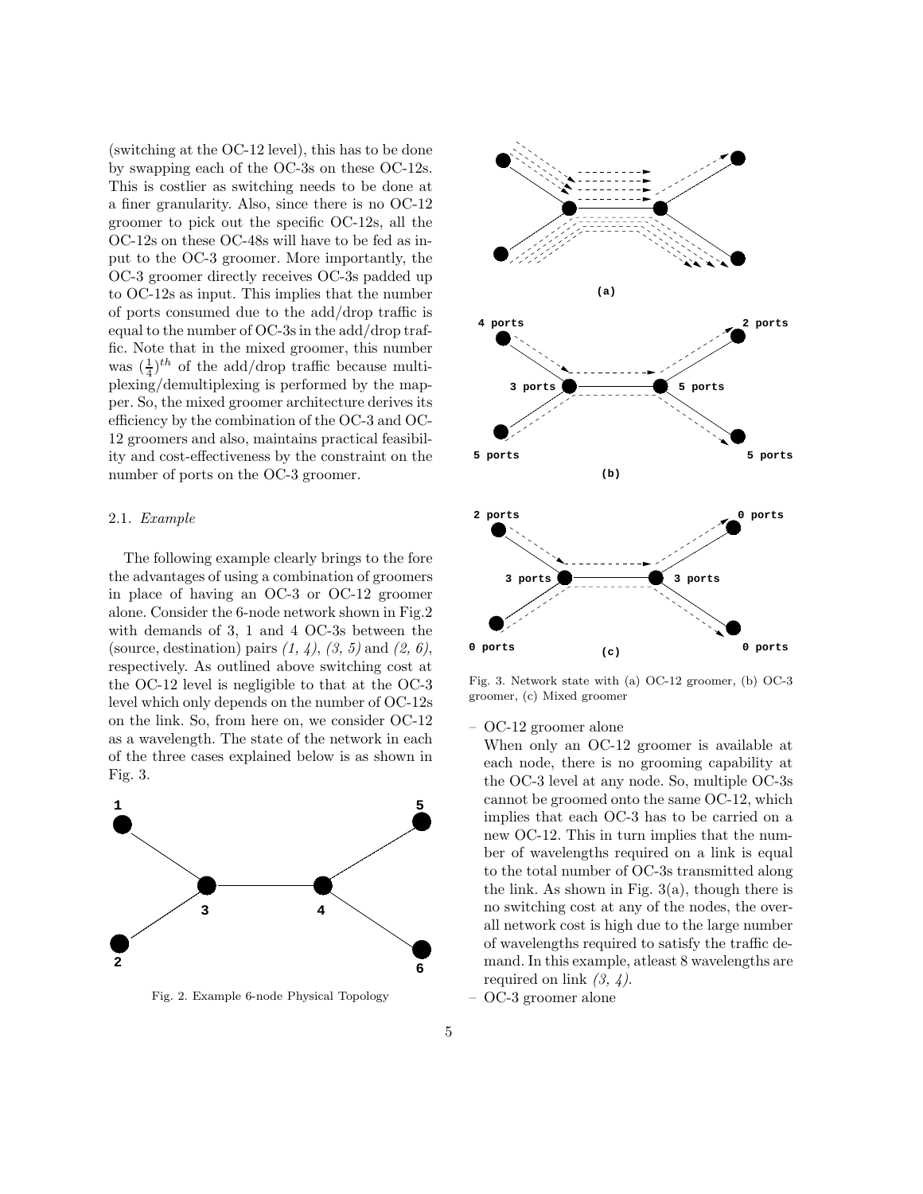(switching at the OC-12 level), this has to be done by swapping each of the OC-3s on these OC-12s. This is costlier as switching needs to be done at a finer granularity. Also, since there is no OC-12 groomer to pick out the specific OC-12s, all the OC-12s on these OC-48s will have to be fed as input to the OC-3 groomer. More importantly, the OC-3 groomer directly receives OC-3s padded up to OC-12s as input. This implies that the number of ports consumed due to the add/drop traffic is equal to the number of OC-3s in the add/drop traffic. Note that in the mixed groomer, this number was $(\frac{1}{4})^{th}$ of the add/drop traffic because multiplexing/demultiplexing is performed by the mapper. So, the mixed groomer architecture derives its efficiency by the combination of the OC-3 and OC-12 groomers and also, maintains practical feasibility and cost-effectiveness by the constraint on the number of ports on the OC-3 groomer.

### 2.1. *Example*

The following example clearly brings to the fore the advantages of using a combination of groomers in place of having an OC-3 or OC-12 groomer alone. Consider the 6-node network shown in Fig.2 with demands of 3, 1 and 4 OC-3s between the (source, destination) pairs *(1, 4)*, *(3, 5)* and *(2, 6)*, respectively. As outlined above switching cost at the OC-12 level is negligible to that at the OC-3 level which only depends on the number of OC-12s on the link. So, from here on, we consider OC-12 as a wavelength. The state of the network in each of the three cases explained below is as shown in Fig. 3.

1
5
3
4
2
6

Fig. 2. Example 6-node Physical Topology

(a)

4 ports
2 ports
3 ports
5 ports
5 ports
5 ports
(b)

2 ports
0 ports
3 ports
3 ports
0 ports
0 ports
(c)

Fig. 3. Network state with (a) OC-12 groomer, (b) OC-3 groomer, (c) Mixed groomer

– OC-12 groomer alone

  When only an OC-12 groomer is available at each node, there is no grooming capability at the OC-3 level at any node. So, multiple OC-3s cannot be groomed onto the same OC-12, which implies that each OC-3 has to be carried on a new OC-12. This in turn implies that the number of wavelengths required on a link is equal to the total number of OC-3s transmitted along the link. As shown in Fig. 3(a), though there is no switching cost at any of the nodes, the overall network cost is high due to the large number of wavelengths required to satisfy the traffic demand. In this example, atleast 8 wavelengths are required on link *(3, 4)*.

– OC-3 groomer alone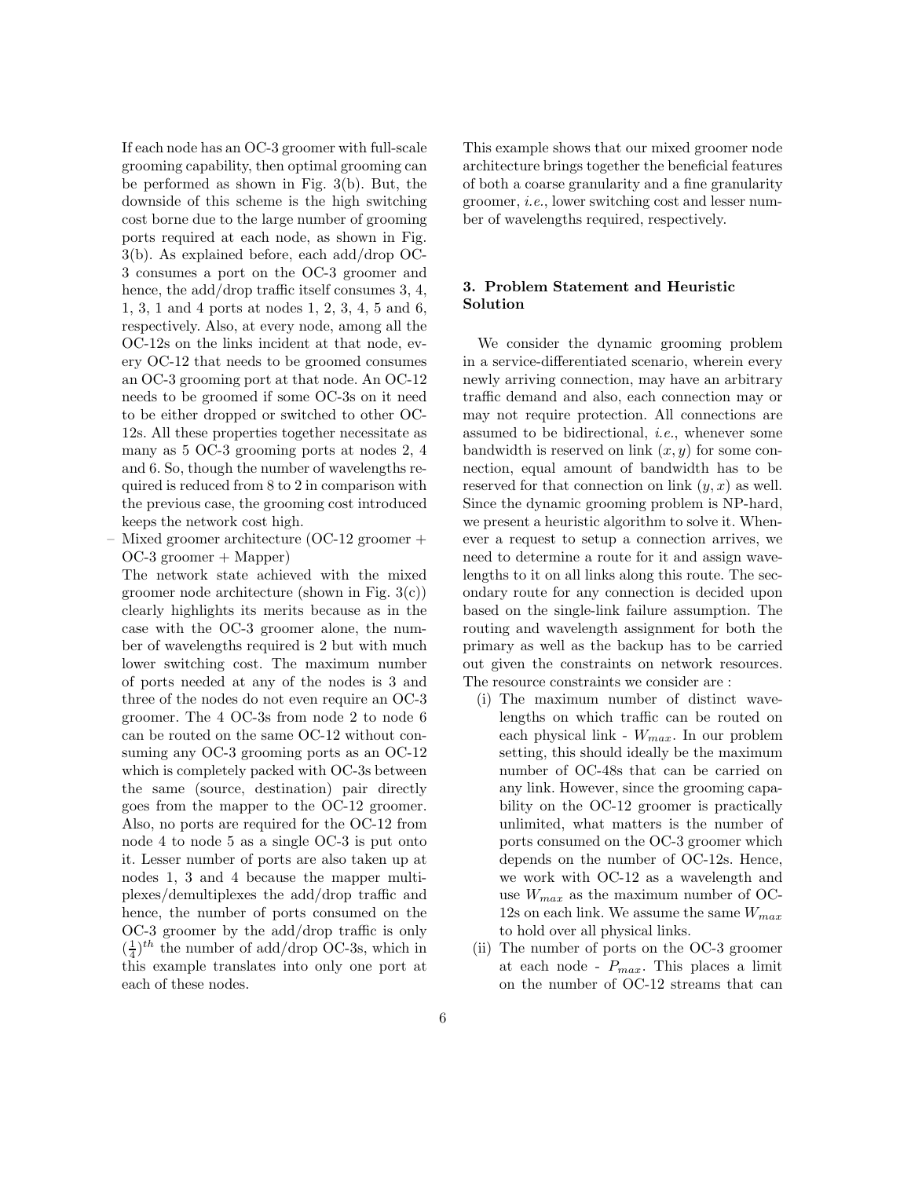If each node has an OC-3 groomer with full-scale grooming capability, then optimal grooming can be performed as shown in Fig. 3(b). But, the downside of this scheme is the high switching cost borne due to the large number of grooming ports required at each node, as shown in Fig. 3(b). As explained before, each add/drop OC-3 consumes a port on the OC-3 groomer and hence, the add/drop traffic itself consumes 3, 4, 1, 3, 1 and 4 ports at nodes 1, 2, 3, 4, 5 and 6, respectively. Also, at every node, among all the OC-12s on the links incident at that node, every OC-12 that needs to be groomed consumes an OC-3 grooming port at that node. An OC-12 needs to be groomed if some OC-3s on it need to be either dropped or switched to other OC-12s. All these properties together necessitate as many as 5 OC-3 grooming ports at nodes 2, 4 and 6. So, though the number of wavelengths required is reduced from 8 to 2 in comparison with the previous case, the grooming cost introduced keeps the network cost high.

- Mixed groomer architecture (OC-12 groomer + OC-3 groomer + Mapper)

  The network state achieved with the mixed groomer node architecture (shown in Fig. 3(c)) clearly highlights its merits because as in the case with the OC-3 groomer alone, the number of wavelengths required is 2 but with much lower switching cost. The maximum number of ports needed at any of the nodes is 3 and three of the nodes do not even require an OC-3 groomer. The 4 OC-3s from node 2 to node 6 can be routed on the same OC-12 without consuming any OC-3 grooming ports as an OC-12 which is completely packed with OC-3s between the same (source, destination) pair directly goes from the mapper to the OC-12 groomer. Also, no ports are required for the OC-12 from node 4 to node 5 as a single OC-3 is put onto it. Lesser number of ports are also taken up at nodes 1, 3 and 4 because the mapper multiplexes/demultiplexes the add/drop traffic and hence, the number of ports consumed on the OC-3 groomer by the add/drop traffic is only $(\frac{1}{4})^{th}$ the number of add/drop OC-3s, which in this example translates into only one port at each of these nodes.

This example shows that our mixed groomer node architecture brings together the beneficial features of both a coarse granularity and a fine granularity groomer, *i.e.*, lower switching cost and lesser number of wavelengths required, respectively.

## 3. Problem Statement and Heuristic Solution

We consider the dynamic grooming problem in a service-differentiated scenario, wherein every newly arriving connection, may have an arbitrary traffic demand and also, each connection may or may not require protection. All connections are assumed to be bidirectional, *i.e.*, whenever some bandwidth is reserved on link $(x, y)$ for some connection, equal amount of bandwidth has to be reserved for that connection on link $(y, x)$ as well. Since the dynamic grooming problem is NP-hard, we present a heuristic algorithm to solve it. Whenever a request to setup a connection arrives, we need to determine a route for it and assign wavelengths to it on all links along this route. The secondary route for any connection is decided upon based on the single-link failure assumption. The routing and wavelength assignment for both the primary as well as the backup has to be carried out given the constraints on network resources. The resource constraints we consider are :

(i) The maximum number of distinct wavelengths on which traffic can be routed on each physical link - $W_{max}$. In our problem setting, this should ideally be the maximum number of OC-48s that can be carried on any link. However, since the grooming capability on the OC-12 groomer is practically unlimited, what matters is the number of ports consumed on the OC-3 groomer which depends on the number of OC-12s. Hence, we work with OC-12 as a wavelength and use $W_{max}$ as the maximum number of OC-12s on each link. We assume the same $W_{max}$ to hold over all physical links.

(ii) The number of ports on the OC-3 groomer at each node - $P_{max}$. This places a limit on the number of OC-12 streams that can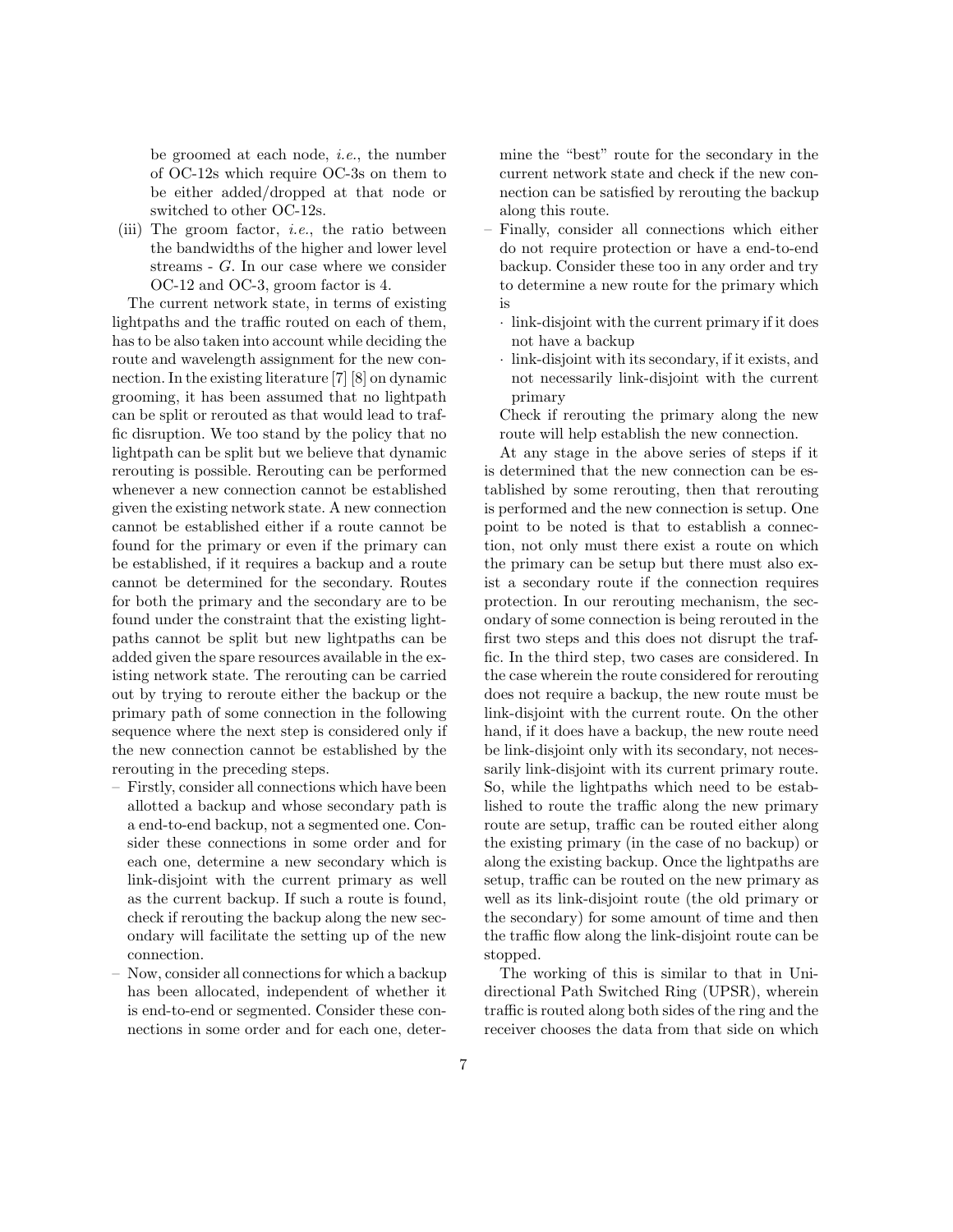be groomed at each node, *i.e.*, the number of OC-12s which require OC-3s on them to be either added/dropped at that node or switched to other OC-12s.

(iii) The groom factor, *i.e.*, the ratio between the bandwidths of the higher and lower level streams - $G$. In our case where we consider OC-12 and OC-3, groom factor is 4.

The current network state, in terms of existing lightpaths and the traffic routed on each of them, has to be also taken into account while deciding the route and wavelength assignment for the new connection. In the existing literature [7] [8] on dynamic grooming, it has been assumed that no lightpath can be split or rerouted as that would lead to traffic disruption. We too stand by the policy that no lightpath can be split but we believe that dynamic rerouting is possible. Rerouting can be performed whenever a new connection cannot be established given the existing network state. A new connection cannot be established either if a route cannot be found for the primary or even if the primary can be established, if it requires a backup and a route cannot be determined for the secondary. Routes for both the primary and the secondary are to be found under the constraint that the existing lightpaths cannot be split but new lightpaths can be added given the spare resources available in the existing network state. The rerouting can be carried out by trying to reroute either the backup or the primary path of some connection in the following sequence where the next step is considered only if the new connection cannot be established by the rerouting in the preceding steps.

- Firstly, consider all connections which have been allotted a backup and whose secondary path is a end-to-end backup, not a segmented one. Consider these connections in some order and for each one, determine a new secondary which is link-disjoint with the current primary as well as the current backup. If such a route is found, check if rerouting the backup along the new secondary will facilitate the setting up of the new connection.
- Now, consider all connections for which a backup has been allocated, independent of whether it is end-to-end or segmented. Consider these connections in some order and for each one, determine the "best" route for the secondary in the current network state and check if the new connection can be satisfied by rerouting the backup along this route.
- Finally, consider all connections which either do not require protection or have a end-to-end backup. Consider these too in any order and try to determine a new route for the primary which is
  - link-disjoint with the current primary if it does not have a backup
  - link-disjoint with its secondary, if it exists, and not necessarily link-disjoint with the current primary

  Check if rerouting the primary along the new route will help establish the new connection.

At any stage in the above series of steps if it is determined that the new connection can be established by some rerouting, then that rerouting is performed and the new connection is setup. One point to be noted is that to establish a connection, not only must there exist a route on which the primary can be setup but there must also exist a secondary route if the connection requires protection. In our rerouting mechanism, the secondary of some connection is being rerouted in the first two steps and this does not disrupt the traffic. In the third step, two cases are considered. In the case wherein the route considered for rerouting does not require a backup, the new route must be link-disjoint with the current route. On the other hand, if it does have a backup, the new route need be link-disjoint only with its secondary, not necessarily link-disjoint with its current primary route. So, while the lightpaths which need to be established to route the traffic along the new primary route are setup, traffic can be routed either along the existing primary (in the case of no backup) or along the existing backup. Once the lightpaths are setup, traffic can be routed on the new primary as well as its link-disjoint route (the old primary or the secondary) for some amount of time and then the traffic flow along the link-disjoint route can be stopped.

The working of this is similar to that in Unidirectional Path Switched Ring (UPSR), wherein traffic is routed along both sides of the ring and the receiver chooses the data from that side on which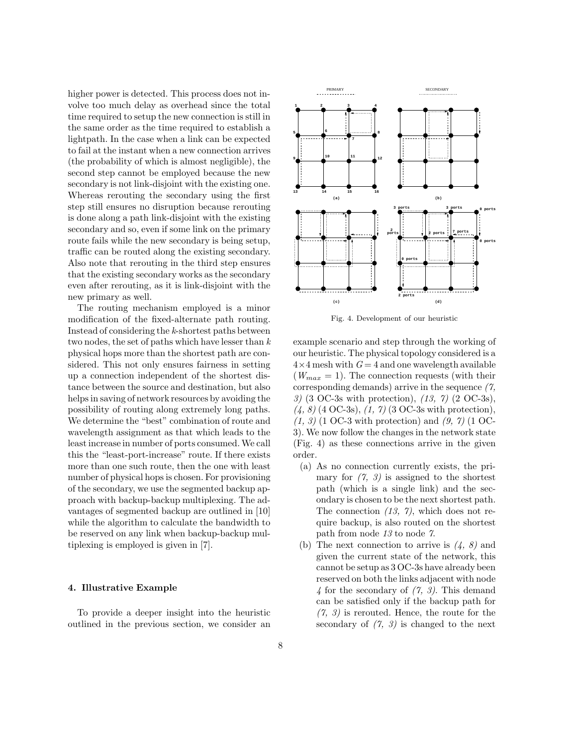higher power is detected. This process does not involve too much delay as overhead since the total time required to setup the new connection is still in the same order as the time required to establish a lightpath. In the case when a link can be expected to fail at the instant when a new connection arrives (the probability of which is almost negligible), the second step cannot be employed because the new secondary is not link-disjoint with the existing one. Whereas rerouting the secondary using the first step still ensures no disruption because rerouting is done along a path link-disjoint with the existing secondary and so, even if some link on the primary route fails while the new secondary is being setup, traffic can be routed along the existing secondary. Also note that rerouting in the third step ensures that the existing secondary works as the secondary even after rerouting, as it is link-disjoint with the new primary as well.

The routing mechanism employed is a minor modification of the fixed-alternate path routing. Instead of considering the $k$-shortest paths between two nodes, the set of paths which have lesser than $k$ physical hops more than the shortest path are considered. This not only ensures fairness in setting up a connection independent of the shortest distance between the source and destination, but also helps in saving of network resources by avoiding the possibility of routing along extremely long paths. We determine the "best" combination of route and wavelength assignment as that which leads to the least increase in number of ports consumed. We call this the "least-port-increase" route. If there exists more than one such route, then the one with least number of physical hops is chosen. For provisioning of the secondary, we use the segmented backup approach with backup-backup multiplexing. The advantages of segmented backup are outlined in [10] while the algorithm to calculate the bandwidth to be reserved on any link when backup-backup multiplexing is employed is given in [7].

### 4. Illustrative Example

To provide a deeper insight into the heuristic outlined in the previous section, we consider an example scenario and step through the working of our heuristic. The physical topology considered is a $4 \times 4$ mesh with $G = 4$ and one wavelength available ($W_{max} = 1$). The connection requests (with their corresponding demands) arrive in the sequence *(7, 3)* (3 OC-3s with protection), *(13, 7)* (2 OC-3s), *(4, 8)* (4 OC-3s), *(1, 7)* (3 OC-3s with protection), *(1, 3)* (1 OC-3 with protection) and *(9, 7)* (1 OC-3). We now follow the changes in the network state (Fig. 4) as these connections arrive in the given order.

PRIMARY
SECONDARY
1 2 3 4 5 6 7 8 9 10 11 12 13 14 15 16
(a) (b) (c) (d)
3 ports
3 ports
0 ports
2 ports
2 ports
7 ports
0 ports
0 ports
2 ports

Fig. 4. Development of our heuristic

(a) As no connection currently exists, the primary for *(7, 3)* is assigned to the shortest path (which is a single link) and the secondary is chosen to be the next shortest path. The connection *(13, 7)*, which does not require backup, is also routed on the shortest path from node *13* to node *7*.

(b) The next connection to arrive is *(4, 8)* and given the current state of the network, this cannot be setup as 3 OC-3s have already been reserved on both the links adjacent with node *4* for the secondary of *(7, 3)*. This demand can be satisfied only if the backup path for *(7, 3)* is rerouted. Hence, the route for the secondary of *(7, 3)* is changed to the next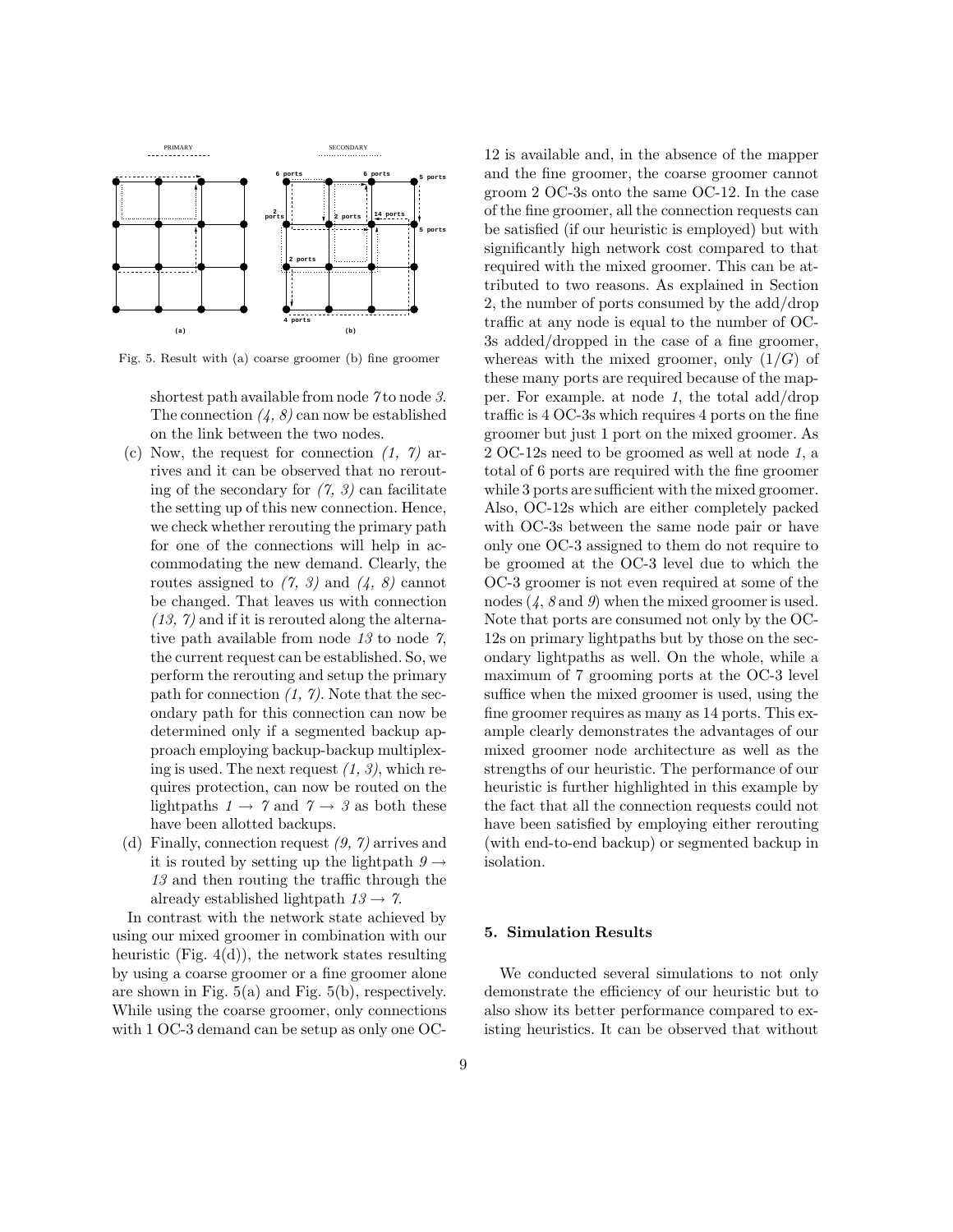PRIMARY

SECONDARY

6 ports

6 ports

5 ports

2 ports

2 ports

14 ports

5 ports

2 ports

4 ports

(a)

(b)

Fig. 5. Result with (a) coarse groomer (b) fine groomer

shortest path available from node *7* to node *3*. The connection *(4, 8)* can now be established on the link between the two nodes.

(c) Now, the request for connection *(1, 7)* arrives and it can be observed that no rerouting of the secondary for *(7, 3)* can facilitate the setting up of this new connection. Hence, we check whether rerouting the primary path for one of the connections will help in accommodating the new demand. Clearly, the routes assigned to *(7, 3)* and *(4, 8)* cannot be changed. That leaves us with connection *(13, 7)* and if it is rerouted along the alternative path available from node *13* to node *7*, the current request can be established. So, we perform the rerouting and setup the primary path for connection *(1, 7)*. Note that the secondary path for this connection can now be determined only if a segmented backup approach employing backup-backup multiplexing is used. The next request *(1, 3)*, which requires protection, can now be routed on the lightpaths *1* $\rightarrow$ *7* and *7* $\rightarrow$ *3* as both these have been allotted backups.

(d) Finally, connection request *(9, 7)* arrives and it is routed by setting up the lightpath *9* $\rightarrow$ *13* and then routing the traffic through the already established lightpath *13* $\rightarrow$ *7*.

In contrast with the network state achieved by using our mixed groomer in combination with our heuristic (Fig. 4(d)), the network states resulting by using a coarse groomer or a fine groomer alone are shown in Fig. 5(a) and Fig. 5(b), respectively. While using the coarse groomer, only connections with 1 OC-3 demand can be setup as only one OC-12 is available and, in the absence of the mapper and the fine groomer, the coarse groomer cannot groom 2 OC-3s onto the same OC-12. In the case of the fine groomer, all the connection requests can be satisfied (if our heuristic is employed) but with significantly high network cost compared to that required with the mixed groomer. This can be attributed to two reasons. As explained in Section 2, the number of ports consumed by the add/drop traffic at any node is equal to the number of OC-3s added/dropped in the case of a fine groomer, whereas with the mixed groomer, only $(1/G)$ of these many ports are required because of the mapper. For example. at node *1*, the total add/drop traffic is 4 OC-3s which requires 4 ports on the fine groomer but just 1 port on the mixed groomer. As 2 OC-12s need to be groomed as well at node *1*, a total of 6 ports are required with the fine groomer while 3 ports are sufficient with the mixed groomer. Also, OC-12s which are either completely packed with OC-3s between the same node pair or have only one OC-3 assigned to them do not require to be groomed at the OC-3 level due to which the OC-3 groomer is not even required at some of the nodes (*4*, *8* and *9*) when the mixed groomer is used. Note that ports are consumed not only by the OC-12s on primary lightpaths but by those on the secondary lightpaths as well. On the whole, while a maximum of 7 grooming ports at the OC-3 level suffice when the mixed groomer is used, using the fine groomer requires as many as 14 ports. This example clearly demonstrates the advantages of our mixed groomer node architecture as well as the strengths of our heuristic. The performance of our heuristic is further highlighted in this example by the fact that all the connection requests could not have been satisfied by employing either rerouting (with end-to-end backup) or segmented backup in isolation.

## 5. Simulation Results

We conducted several simulations to not only demonstrate the efficiency of our heuristic but to also show its better performance compared to existing heuristics. It can be observed that without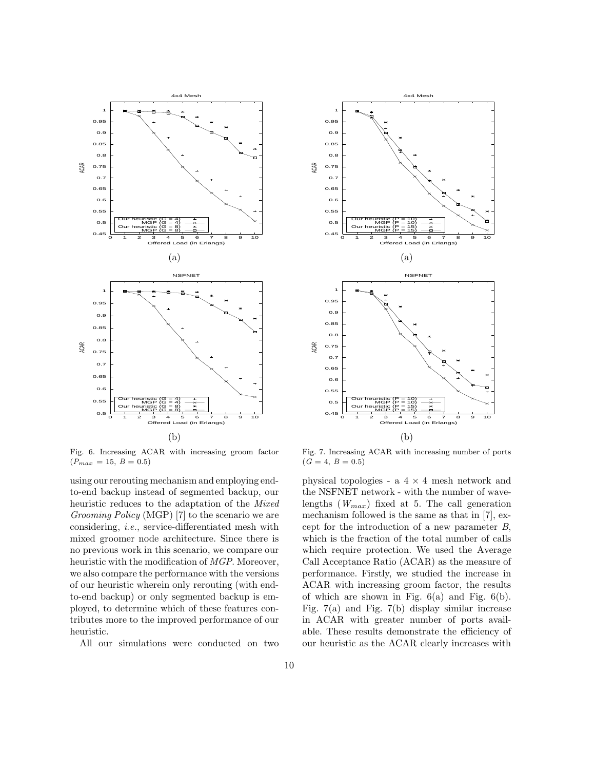4x4 Mesh

ACAR

1
0.95
0.9
0.85
0.8
0.75
0.7
0.65
0.6
0.55
0.5
0.45

0 1 2 3 4 5 6 7 8 9 10

Offered Load (in Erlangs)

Our heuristic (G = 4)
MGP (G = 4)
Our heuristic (G = 8)
MGP (G = 8)

(a)

NSFNET

ACAR

1
0.95
0.9
0.85
0.8
0.75
0.7
0.65
0.6
0.55
0.5

0 1 2 3 4 5 6 7 8 9 10

Offered Load (in Erlangs)

Our heuristic (G = 4)
MGP (G = 4)
Our heuristic (G = 8)
MGP (G = 8)

(b)

Fig. 6. Increasing ACAR with increasing groom factor ($P_{max} = 15$, $B = 0.5$)

4x4 Mesh

ACAR

1
0.95
0.9
0.85
0.8
0.75
0.7
0.65
0.6
0.55
0.5
0.45

0 1 2 3 4 5 6 7 8 9 10

Offered Load (in Erlangs)

Our heuristic (P = 10)
MGP (P = 10)
Our heuristic (P = 15)
MGP (P = 15)

(a)

NSFNET

ACAR

1
0.95
0.9
0.85
0.8
0.75
0.7
0.65
0.6
0.55
0.5
0.45

0 1 2 3 4 5 6 7 8 9 10

Offered Load (in Erlangs)

Our heuristic (P = 10)
MGP (P = 10)
Our heuristic (P = 15)
MGP (P = 15)

(b)

Fig. 7. Increasing ACAR with increasing number of ports ($G = 4$, $B = 0.5$)

using our rerouting mechanism and employing end-to-end backup instead of segmented backup, our heuristic reduces to the adaptation of the *Mixed Grooming Policy* (MGP) [7] to the scenario we are considering, *i.e.*, service-differentiated mesh with mixed groomer node architecture. Since there is no previous work in this scenario, we compare our heuristic with the modification of *MGP*. Moreover, we also compare the performance with the versions of our heuristic wherein only rerouting (with end-to-end backup) or only segmented backup is employed, to determine which of these features contributes more to the improved performance of our heuristic.

All our simulations were conducted on two physical topologies - a $4 \times 4$ mesh network and the NSFNET network - with the number of wavelengths ($W_{max}$) fixed at 5. The call generation mechanism followed is the same as that in [7], except for the introduction of a new parameter $B$, which is the fraction of the total number of calls which require protection. We used the Average Call Acceptance Ratio (ACAR) as the measure of performance. Firstly, we studied the increase in ACAR with increasing groom factor, the results of which are shown in Fig. 6(a) and Fig. 6(b). Fig. 7(a) and Fig. 7(b) display similar increase in ACAR with greater number of ports available. These results demonstrate the efficiency of our heuristic as the ACAR clearly increases with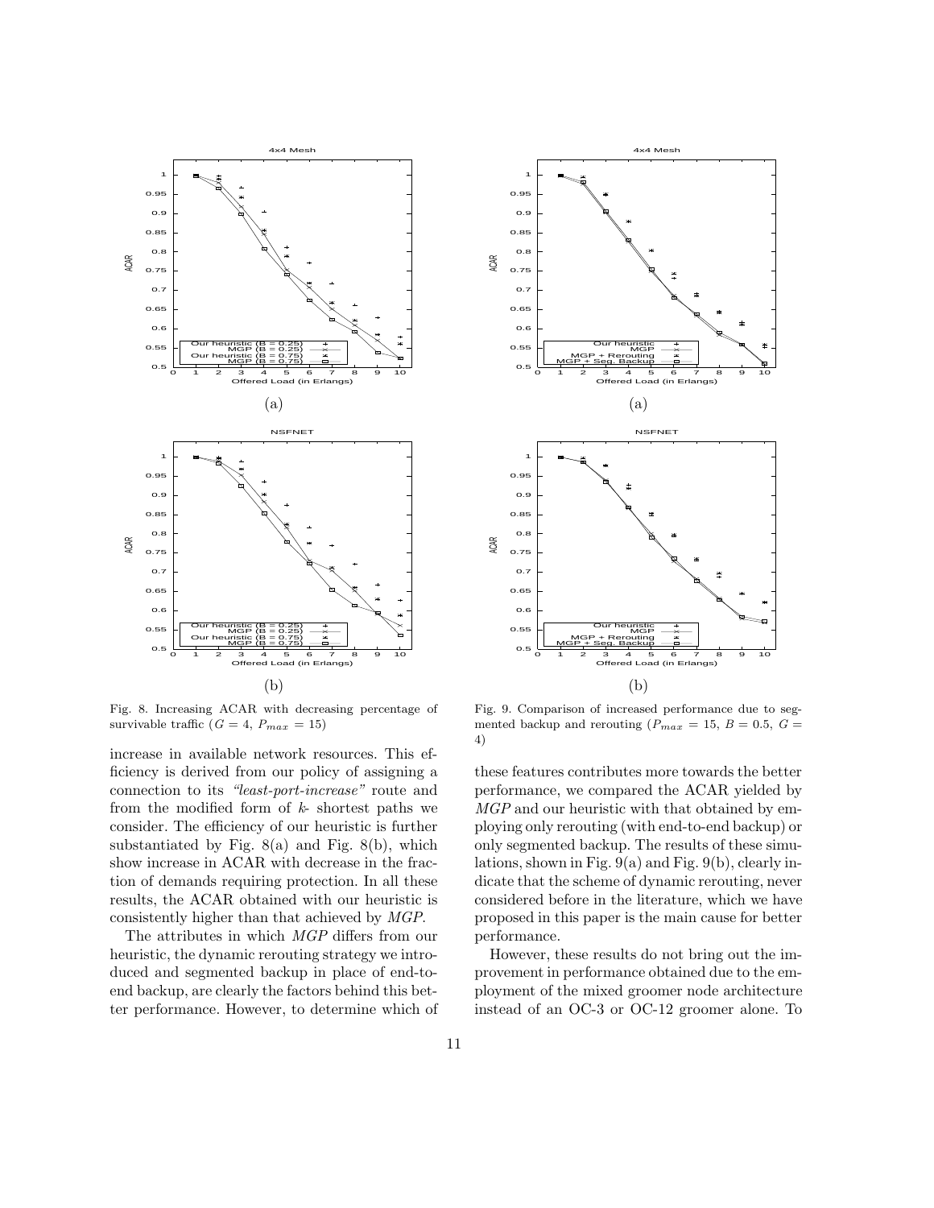Fig. 8. Increasing ACAR with decreasing percentage of survivable traffic ($G = 4$, $P_{max} = 15$)

Fig. 9. Comparison of increased performance due to segmented backup and rerouting ($P_{max} = 15$, $B = 0.5$, $G = 4$)

increase in available network resources. This efficiency is derived from our policy of assigning a connection to its *"least-port-increase"* route and from the modified form of $k$- shortest paths we consider. The efficiency of our heuristic is further substantiated by Fig. 8(a) and Fig. 8(b), which show increase in ACAR with decrease in the fraction of demands requiring protection. In all these results, the ACAR obtained with our heuristic is consistently higher than that achieved by *MGP*.

The attributes in which *MGP* differs from our heuristic, the dynamic rerouting strategy we introduced and segmented backup in place of end-to-end backup, are clearly the factors behind this better performance. However, to determine which of these features contributes more towards the better performance, we compared the ACAR yielded by *MGP* and our heuristic with that obtained by employing only rerouting (with end-to-end backup) or only segmented backup. The results of these simulations, shown in Fig. 9(a) and Fig. 9(b), clearly indicate that the scheme of dynamic rerouting, never considered before in the literature, which we have proposed in this paper is the main cause for better performance.

However, these results do not bring out the improvement in performance obtained due to the employment of the mixed groomer node architecture instead of an OC-3 or OC-12 groomer alone. To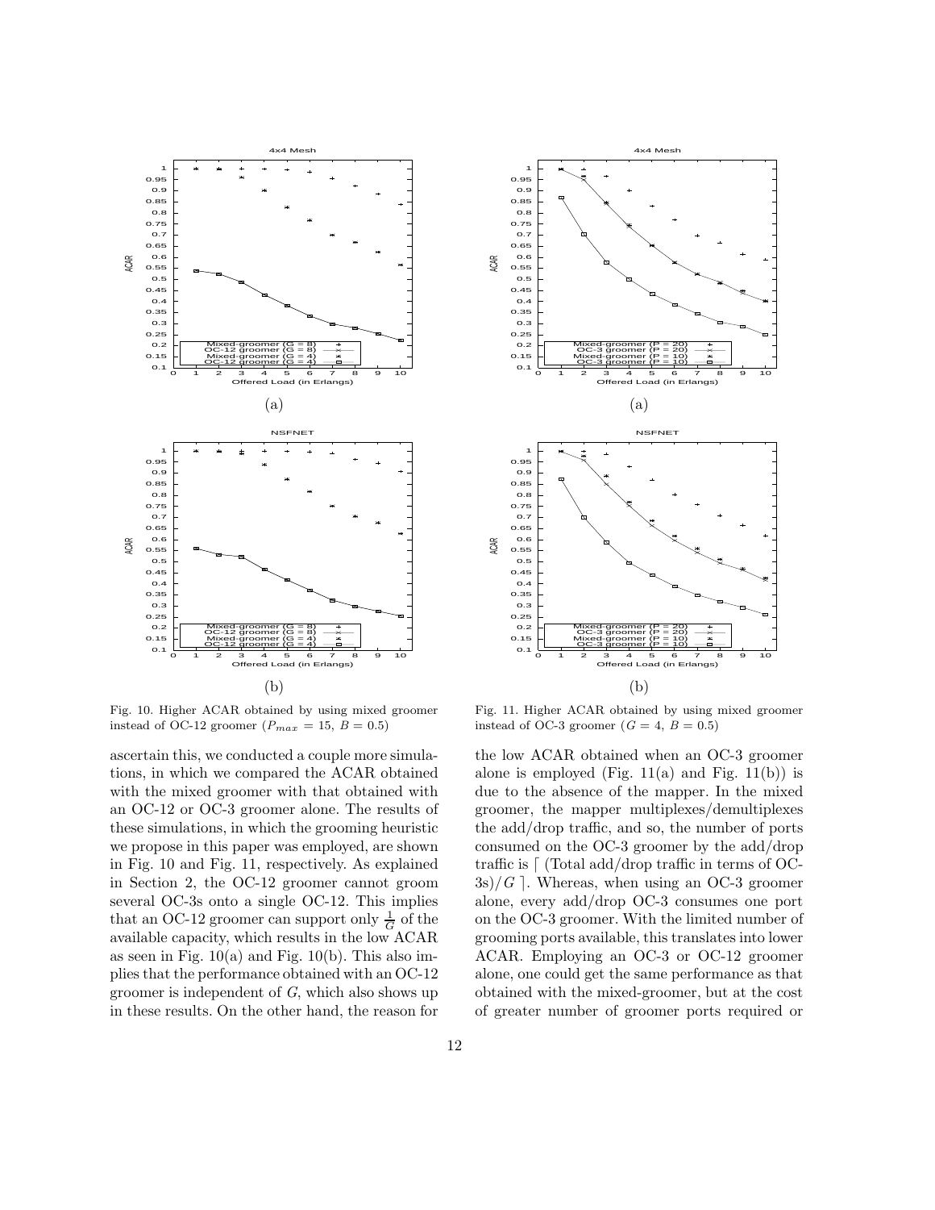4x4 Mesh

ACAR

Mixed-groomer (G = 8)
OC-12 groomer (G = 8)
Mixed-groomer (G = 4)
OC-12 groomer (G = 4)

Offered Load (in Erlangs)

(a)

NSFNET

ACAR

Mixed-groomer (G = 8)
OC-12 groomer (G = 8)
Mixed-groomer (G = 4)
OC-12 groomer (G = 4)

Offered Load (in Erlangs)

(b)

Fig. 10. Higher ACAR obtained by using mixed groomer instead of OC-12 groomer ($P_{max} = 15$, $B = 0.5$)

4x4 Mesh

ACAR

Mixed-groomer (P = 20)
OC-3 groomer (P = 20)
Mixed-groomer (P = 10)
OC-3 groomer (P = 10)

Offered Load (in Erlangs)

(a)

NSFNET

ACAR

Mixed-groomer (P = 20)
OC-3 groomer (P = 20)
Mixed-groomer (P = 10)
OC-3 groomer (P = 10)

Offered Load (in Erlangs)

(b)

Fig. 11. Higher ACAR obtained by using mixed groomer instead of OC-3 groomer ($G = 4$, $B = 0.5$)

ascertain this, we conducted a couple more simulations, in which we compared the ACAR obtained with the mixed groomer with that obtained with an OC-12 or OC-3 groomer alone. The results of these simulations, in which the grooming heuristic we propose in this paper was employed, are shown in Fig. 10 and Fig. 11, respectively. As explained in Section 2, the OC-12 groomer cannot groom several OC-3s onto a single OC-12. This implies that an OC-12 groomer can support only $\frac{1}{G}$ of the available capacity, which results in the low ACAR as seen in Fig. 10(a) and Fig. 10(b). This also implies that the performance obtained with an OC-12 groomer is independent of $G$, which also shows up in these results. On the other hand, the reason for the low ACAR obtained when an OC-3 groomer alone is employed (Fig. 11(a) and Fig. 11(b)) is due to the absence of the mapper. In the mixed groomer, the mapper multiplexes/demultiplexes the add/drop traffic, and so, the number of ports consumed on the OC-3 groomer by the add/drop traffic is $\lceil$ (Total add/drop traffic in terms of OC-3s)$/G$ $\rceil$. Whereas, when using an OC-3 groomer alone, every add/drop OC-3 consumes one port on the OC-3 groomer. With the limited number of grooming ports available, this translates into lower ACAR. Employing an OC-3 or OC-12 groomer alone, one could get the same performance as that obtained with the mixed-groomer, but at the cost of greater number of groomer ports required or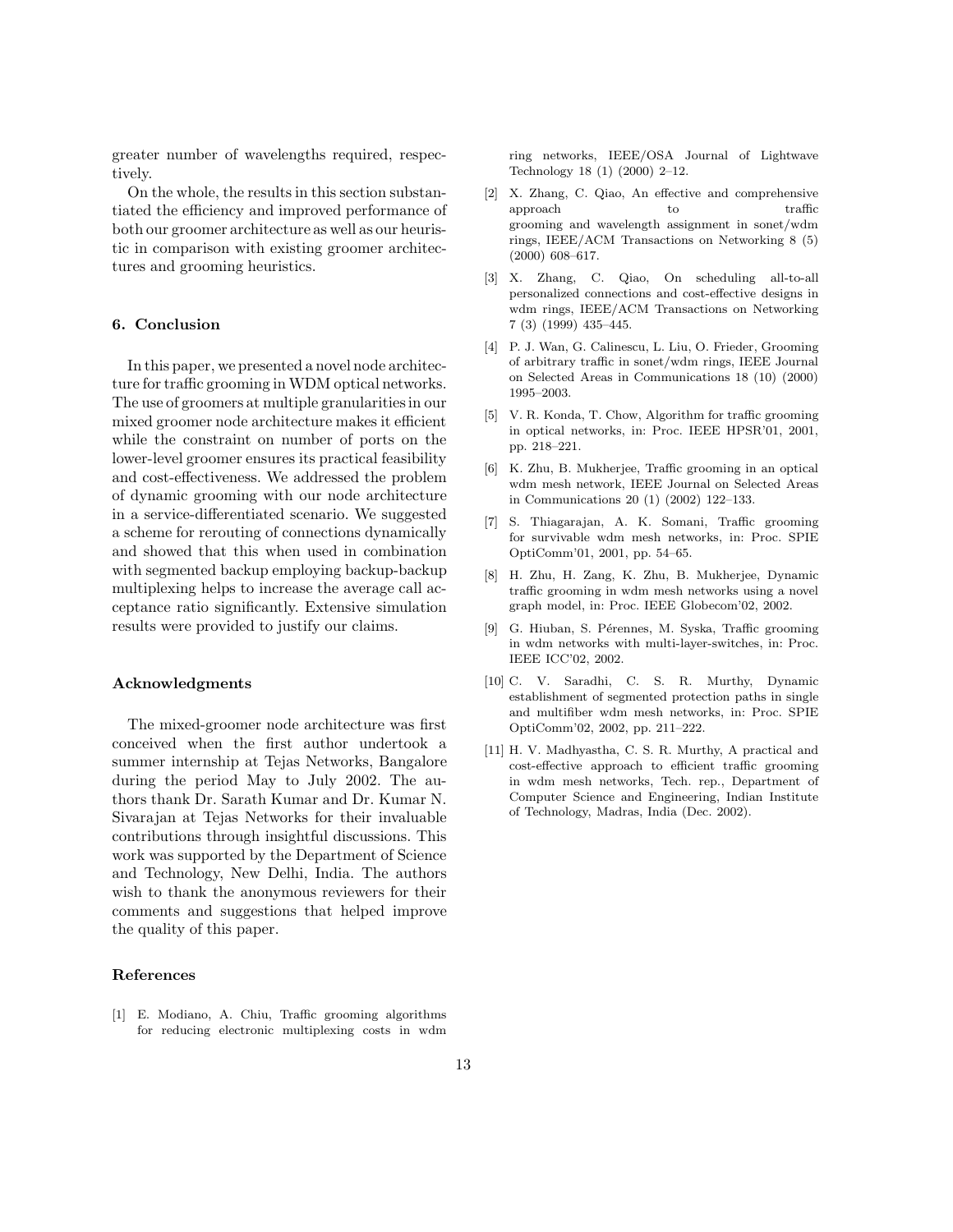greater number of wavelengths required, respectively.

On the whole, the results in this section substantiated the efficiency and improved performance of both our groomer architecture as well as our heuristic in comparison with existing groomer architectures and grooming heuristics.

## 6. Conclusion

In this paper, we presented a novel node architecture for traffic grooming in WDM optical networks. The use of groomers at multiple granularities in our mixed groomer node architecture makes it efficient while the constraint on number of ports on the lower-level groomer ensures its practical feasibility and cost-effectiveness. We addressed the problem of dynamic grooming with our node architecture in a service-differentiated scenario. We suggested a scheme for rerouting of connections dynamically and showed that this when used in combination with segmented backup employing backup-backup multiplexing helps to increase the average call acceptance ratio significantly. Extensive simulation results were provided to justify our claims.

## Acknowledgments

The mixed-groomer node architecture was first conceived when the first author undertook a summer internship at Tejas Networks, Bangalore during the period May to July 2002. The authors thank Dr. Sarath Kumar and Dr. Kumar N. Sivarajan at Tejas Networks for their invaluable contributions through insightful discussions. This work was supported by the Department of Science and Technology, New Delhi, India. The authors wish to thank the anonymous reviewers for their comments and suggestions that helped improve the quality of this paper.

## References

[1] E. Modiano, A. Chiu, Traffic grooming algorithms for reducing electronic multiplexing costs in wdm ring networks, IEEE/OSA Journal of Lightwave Technology 18 (1) (2000) 2–12.

[2] X. Zhang, C. Qiao, An effective and comprehensive approach to traffic grooming and wavelength assignment in sonet/wdm rings, IEEE/ACM Transactions on Networking 8 (5) (2000) 608–617.

[3] X. Zhang, C. Qiao, On scheduling all-to-all personalized connections and cost-effective designs in wdm rings, IEEE/ACM Transactions on Networking 7 (3) (1999) 435–445.

[4] P. J. Wan, G. Calinescu, L. Liu, O. Frieder, Grooming of arbitrary traffic in sonet/wdm rings, IEEE Journal on Selected Areas in Communications 18 (10) (2000) 1995–2003.

[5] V. R. Konda, T. Chow, Algorithm for traffic grooming in optical networks, in: Proc. IEEE HPSR'01, 2001, pp. 218–221.

[6] K. Zhu, B. Mukherjee, Traffic grooming in an optical wdm mesh network, IEEE Journal on Selected Areas in Communications 20 (1) (2002) 122–133.

[7] S. Thiagarajan, A. K. Somani, Traffic grooming for survivable wdm mesh networks, in: Proc. SPIE OptiComm'01, 2001, pp. 54–65.

[8] H. Zhu, H. Zang, K. Zhu, B. Mukherjee, Dynamic traffic grooming in wdm mesh networks using a novel graph model, in: Proc. IEEE Globecom'02, 2002.

[9] G. Hiuban, S. Pérennes, M. Syska, Traffic grooming in wdm networks with multi-layer-switches, in: Proc. IEEE ICC'02, 2002.

[10] C. V. Saradhi, C. S. R. Murthy, Dynamic establishment of segmented protection paths in single and multifiber wdm mesh networks, in: Proc. SPIE OptiComm'02, 2002, pp. 211–222.

[11] H. V. Madhyastha, C. S. R. Murthy, A practical and cost-effective approach to efficient traffic grooming in wdm mesh networks, Tech. rep., Department of Computer Science and Engineering, Indian Institute of Technology, Madras, India (Dec. 2002).